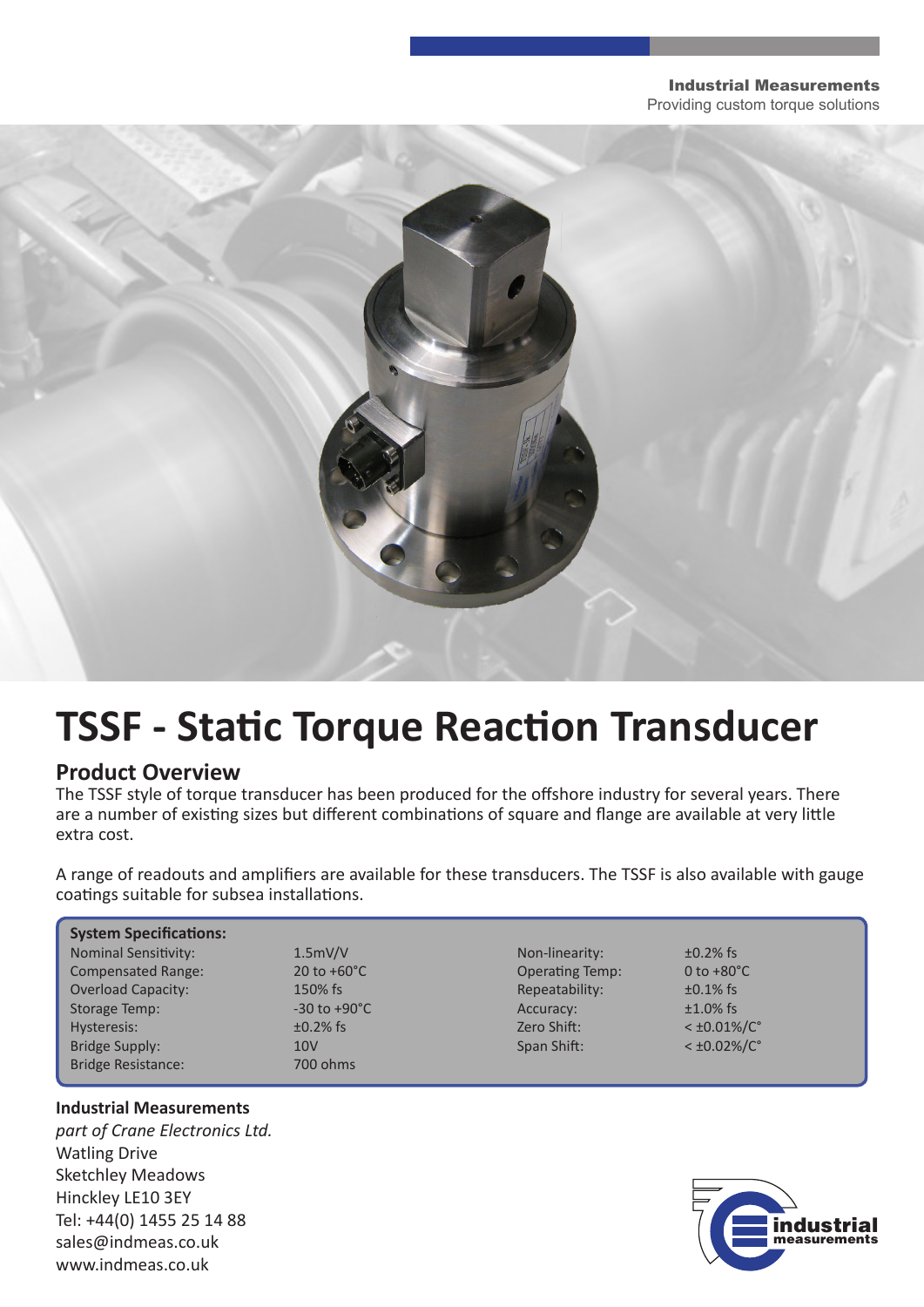**Industrial Measurements**
Providing custom torque solutions

# TSSF - Static Torque Reaction Transducer

## Product Overview

The TSSF style of torque transducer has been produced for the offshore industry for several years. There are a number of existing sizes but different combinations of square and flange are available at very little extra cost.

A range of readouts and amplifiers are available for these transducers. The TSSF is also available with gauge coatings suitable for subsea installations.

**System Specifications:**

| | | | |
|---|---|---|---|
| Nominal Sensitivity: | 1.5mV/V | Non-linearity: | ±0.2% fs |
| Compensated Range: | 20 to +60°C | Operating Temp: | 0 to +80°C |
| Overload Capacity: | 150% fs | Repeatability: | ±0.1% fs |
| Storage Temp: | -30 to +90°C | Accuracy: | ±1.0% fs |
| Hysteresis: | ±0.2% fs | Zero Shift: | < ±0.01%/C° |
| Bridge Supply: | 10V | Span Shift: | < ±0.02%/C° |
| Bridge Resistance: | 700 ohms | | |

**Industrial Measurements**
*part of Crane Electronics Ltd.*
Watling Drive
Sketchley Meadows
Hinckley LE10 3EY
Tel: +44(0) 1455 25 14 88
sales@indmeas.co.uk
www.indmeas.co.uk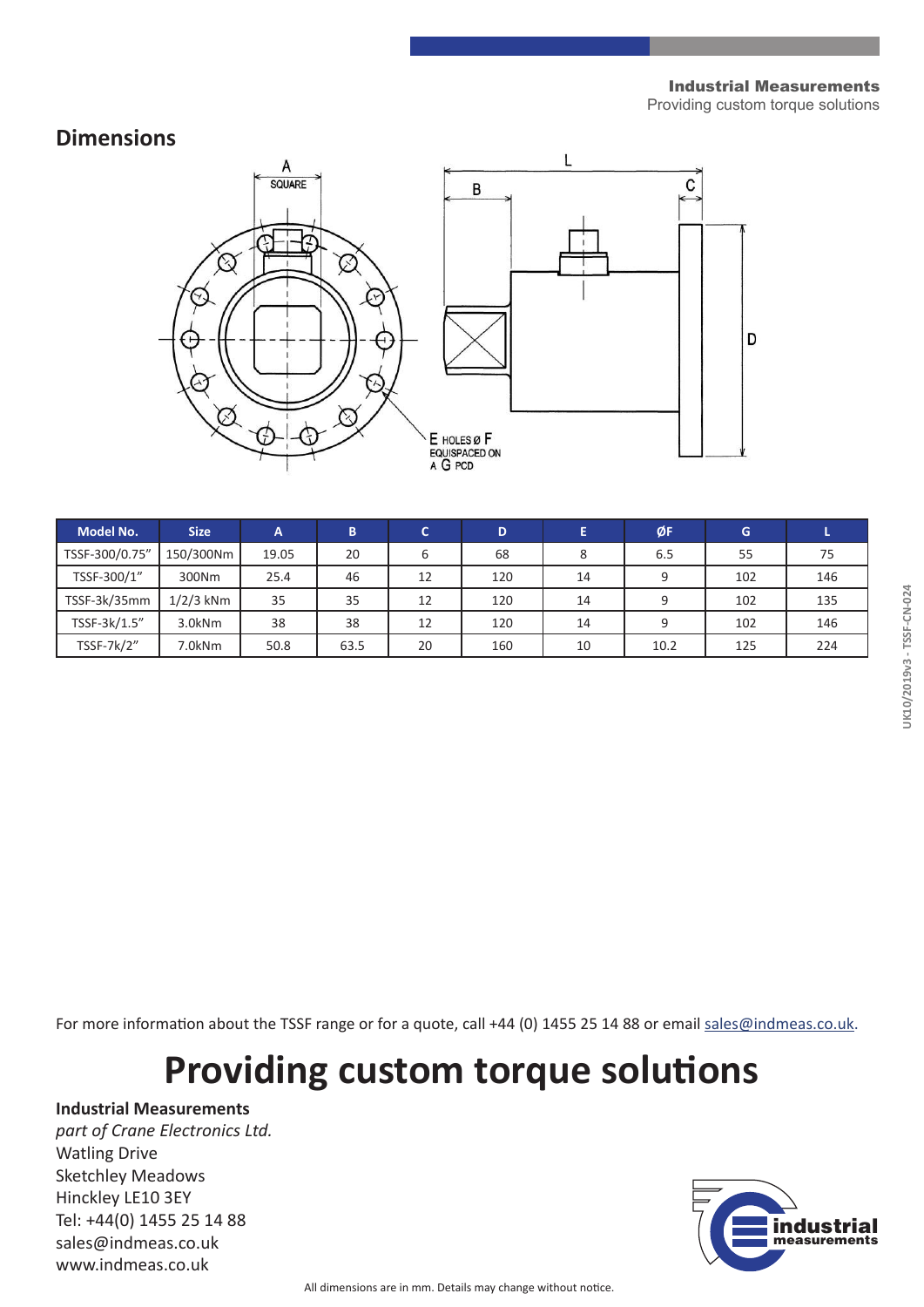## Dimensions

A
SQUARE

L

B

C

D

E HOLES Ø F
EQUISPACED ON
A G PCD

| Model No. | Size | A | B | C | D | E | ØF | G | L |
|---|---|---|---|---|---|---|---|---|---|
| TSSF-300/0.75" | 150/300Nm | 19.05 | 20 | 6 | 68 | 8 | 6.5 | 55 | 75 |
| TSSF-300/1" | 300Nm | 25.4 | 46 | 12 | 120 | 14 | 9 | 102 | 146 |
| TSSF-3k/35mm | 1/2/3 kNm | 35 | 35 | 12 | 120 | 14 | 9 | 102 | 135 |
| TSSF-3k/1.5" | 3.0kNm | 38 | 38 | 12 | 120 | 14 | 9 | 102 | 146 |
| TSSF-7k/2" | 7.0kNm | 50.8 | 63.5 | 20 | 160 | 10 | 10.2 | 125 | 224 |

UK10/2019v3 - TSSF-CN-024

For more information about the TSSF range or for a quote, call +44 (0) 1455 25 14 88 or email sales@indmeas.co.uk.

# Providing custom torque solutions

**Industrial Measurements**
*part of Crane Electronics Ltd.*
Watling Drive
Sketchley Meadows
Hinckley LE10 3EY
Tel: +44(0) 1455 25 14 88
sales@indmeas.co.uk
www.indmeas.co.uk

industrial measurements

All dimensions are in mm. Details may change without notice.